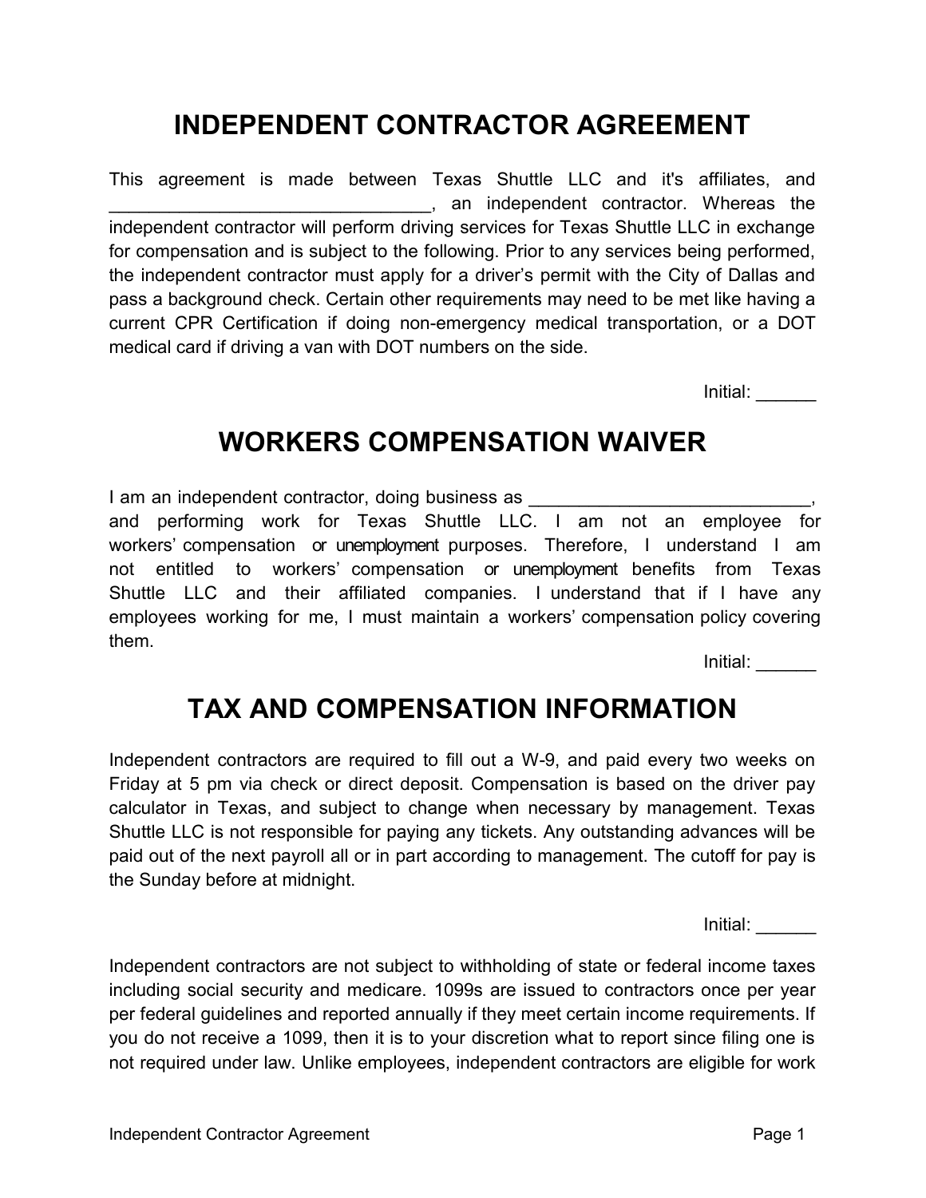# INDEPENDENT CONTRACTOR AGREEMENT

This agreement is made between Texas Shuttle LLC and it's affiliates, and ________________________________, an independent contractor. Whereas the independent contractor will perform driving services for Texas Shuttle LLC in exchange for compensation and is subject to the following. Prior to any services being performed, the independent contractor must apply for a driver's permit with the City of Dallas and pass a background check. Certain other requirements may need to be met like having a current CPR Certification if doing non-emergency medical transportation, or a DOT medical card if driving a van with DOT numbers on the side.

Initial: ______

# WORKERS COMPENSATION WAIVER

I am an independent contractor, doing business as ____________________________, and performing work for Texas Shuttle LLC. I am not an employee for workers' compensation or unemployment purposes. Therefore, I understand I am not entitled to workers' compensation or unemployment benefits from Texas Shuttle LLC and their affiliated companies. I understand that if I have any employees working for me, I must maintain a workers' compensation policy covering them.

Initial: ______

# TAX AND COMPENSATION INFORMATION

Independent contractors are required to fill out a W-9, and paid every two weeks on Friday at 5 pm via check or direct deposit. Compensation is based on the driver pay calculator in Texas, and subject to change when necessary by management. Texas Shuttle LLC is not responsible for paying any tickets. Any outstanding advances will be paid out of the next payroll all or in part according to management. The cutoff for pay is the Sunday before at midnight.

Initial: ______

Independent contractors are not subject to withholding of state or federal income taxes including social security and medicare. 1099s are issued to contractors once per year per federal guidelines and reported annually if they meet certain income requirements. If you do not receive a 1099, then it is to your discretion what to report since filing one is not required under law. Unlike employees, independent contractors are eligible for work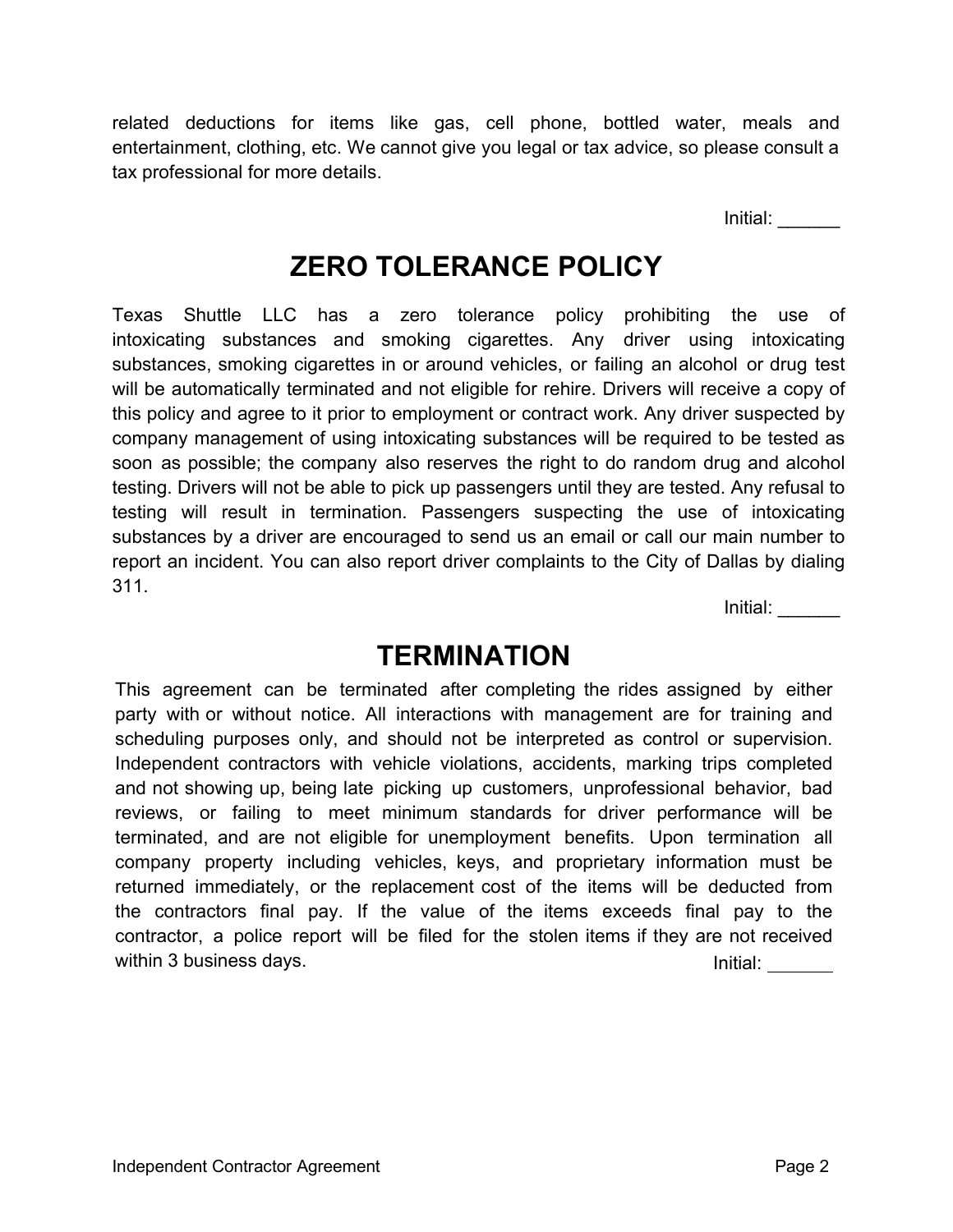related deductions for items like gas, cell phone, bottled water, meals and entertainment, clothing, etc. We cannot give you legal or tax advice, so please consult a tax professional for more details.

Initial: ______

## ZERO TOLERANCE POLICY

Texas Shuttle LLC has a zero tolerance policy prohibiting the use of intoxicating substances and smoking cigarettes. Any driver using intoxicating substances, smoking cigarettes in or around vehicles, or failing an alcohol or drug test will be automatically terminated and not eligible for rehire. Drivers will receive a copy of this policy and agree to it prior to employment or contract work. Any driver suspected by company management of using intoxicating substances will be required to be tested as soon as possible; the company also reserves the right to do random drug and alcohol testing. Drivers will not be able to pick up passengers until they are tested. Any refusal to testing will result in termination. Passengers suspecting the use of intoxicating substances by a driver are encouraged to send us an email or call our main number to report an incident. You can also report driver complaints to the City of Dallas by dialing 311.

Initial: ______

## TERMINATION

This agreement can be terminated after completing the rides assigned by either party with or without notice. All interactions with management are for training and scheduling purposes only, and should not be interpreted as control or supervision. Independent contractors with vehicle violations, accidents, marking trips completed and not showing up, being late picking up customers, unprofessional behavior, bad reviews, or failing to meet minimum standards for driver performance will be terminated, and are not eligible for unemployment benefits. Upon termination all company property including vehicles, keys, and proprietary information must be returned immediately, or the replacement cost of the items will be deducted from the contractors final pay. If the value of the items exceeds final pay to the contractor, a police report will be filed for the stolen items if they are not received within 3 business days.

Initial: ______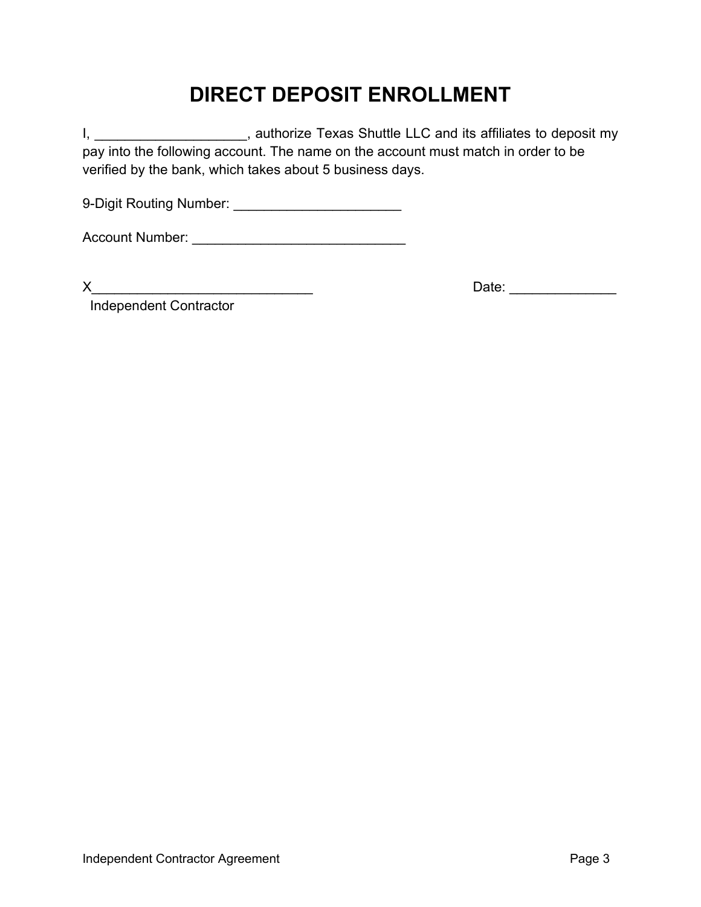# DIRECT DEPOSIT ENROLLMENT

I, ____________________, authorize Texas Shuttle LLC and its affiliates to deposit my pay into the following account. The name on the account must match in order to be verified by the bank, which takes about 5 business days.

9-Digit Routing Number: ______________________

Account Number: ____________________________

X_____________________________ Date: ______________

Independent Contractor